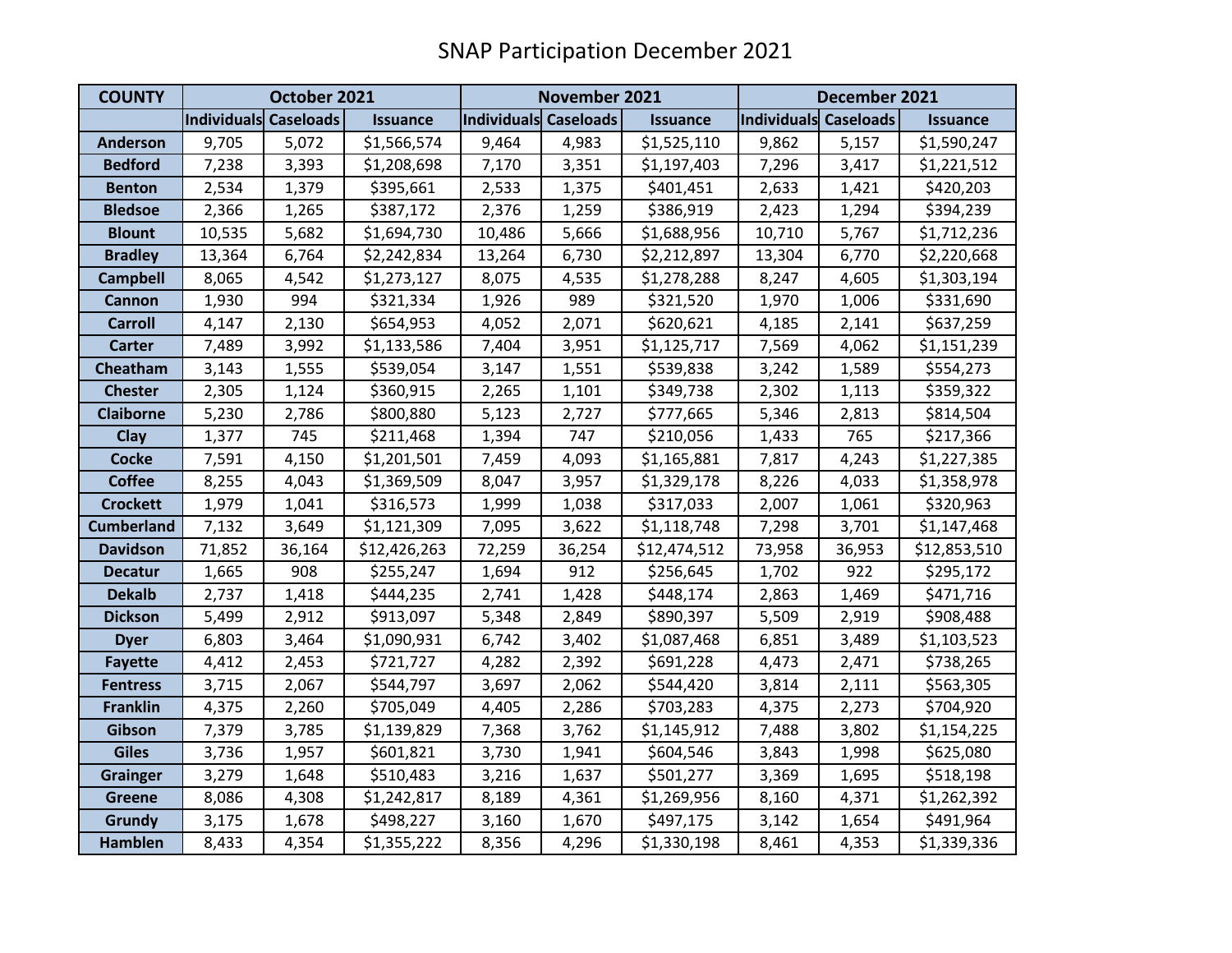# SNAP Participation December 2021

| COUNTY | October 2021 | | | November 2021 | | | December 2021 | | |
|---|---|---|---|---|---|---|---|---|---|
| | Individuals | Caseloads | Issuance | Individuals | Caseloads | Issuance | Individuals | Caseloads | Issuance |
| Anderson | 9,705 | 5,072 | $1,566,574 | 9,464 | 4,983 | $1,525,110 | 9,862 | 5,157 | $1,590,247 |
| Bedford | 7,238 | 3,393 | $1,208,698 | 7,170 | 3,351 | $1,197,403 | 7,296 | 3,417 | $1,221,512 |
| Benton | 2,534 | 1,379 | $395,661 | 2,533 | 1,375 | $401,451 | 2,633 | 1,421 | $420,203 |
| Bledsoe | 2,366 | 1,265 | $387,172 | 2,376 | 1,259 | $386,919 | 2,423 | 1,294 | $394,239 |
| Blount | 10,535 | 5,682 | $1,694,730 | 10,486 | 5,666 | $1,688,956 | 10,710 | 5,767 | $1,712,236 |
| Bradley | 13,364 | 6,764 | $2,242,834 | 13,264 | 6,730 | $2,212,897 | 13,304 | 6,770 | $2,220,668 |
| Campbell | 8,065 | 4,542 | $1,273,127 | 8,075 | 4,535 | $1,278,288 | 8,247 | 4,605 | $1,303,194 |
| Cannon | 1,930 | 994 | $321,334 | 1,926 | 989 | $321,520 | 1,970 | 1,006 | $331,690 |
| Carroll | 4,147 | 2,130 | $654,953 | 4,052 | 2,071 | $620,621 | 4,185 | 2,141 | $637,259 |
| Carter | 7,489 | 3,992 | $1,133,586 | 7,404 | 3,951 | $1,125,717 | 7,569 | 4,062 | $1,151,239 |
| Cheatham | 3,143 | 1,555 | $539,054 | 3,147 | 1,551 | $539,838 | 3,242 | 1,589 | $554,273 |
| Chester | 2,305 | 1,124 | $360,915 | 2,265 | 1,101 | $349,738 | 2,302 | 1,113 | $359,322 |
| Claiborne | 5,230 | 2,786 | $800,880 | 5,123 | 2,727 | $777,665 | 5,346 | 2,813 | $814,504 |
| Clay | 1,377 | 745 | $211,468 | 1,394 | 747 | $210,056 | 1,433 | 765 | $217,366 |
| Cocke | 7,591 | 4,150 | $1,201,501 | 7,459 | 4,093 | $1,165,881 | 7,817 | 4,243 | $1,227,385 |
| Coffee | 8,255 | 4,043 | $1,369,509 | 8,047 | 3,957 | $1,329,178 | 8,226 | 4,033 | $1,358,978 |
| Crockett | 1,979 | 1,041 | $316,573 | 1,999 | 1,038 | $317,033 | 2,007 | 1,061 | $320,963 |
| Cumberland | 7,132 | 3,649 | $1,121,309 | 7,095 | 3,622 | $1,118,748 | 7,298 | 3,701 | $1,147,468 |
| Davidson | 71,852 | 36,164 | $12,426,263 | 72,259 | 36,254 | $12,474,512 | 73,958 | 36,953 | $12,853,510 |
| Decatur | 1,665 | 908 | $255,247 | 1,694 | 912 | $256,645 | 1,702 | 922 | $295,172 |
| Dekalb | 2,737 | 1,418 | $444,235 | 2,741 | 1,428 | $448,174 | 2,863 | 1,469 | $471,716 |
| Dickson | 5,499 | 2,912 | $913,097 | 5,348 | 2,849 | $890,397 | 5,509 | 2,919 | $908,488 |
| Dyer | 6,803 | 3,464 | $1,090,931 | 6,742 | 3,402 | $1,087,468 | 6,851 | 3,489 | $1,103,523 |
| Fayette | 4,412 | 2,453 | $721,727 | 4,282 | 2,392 | $691,228 | 4,473 | 2,471 | $738,265 |
| Fentress | 3,715 | 2,067 | $544,797 | 3,697 | 2,062 | $544,420 | 3,814 | 2,111 | $563,305 |
| Franklin | 4,375 | 2,260 | $705,049 | 4,405 | 2,286 | $703,283 | 4,375 | 2,273 | $704,920 |
| Gibson | 7,379 | 3,785 | $1,139,829 | 7,368 | 3,762 | $1,145,912 | 7,488 | 3,802 | $1,154,225 |
| Giles | 3,736 | 1,957 | $601,821 | 3,730 | 1,941 | $604,546 | 3,843 | 1,998 | $625,080 |
| Grainger | 3,279 | 1,648 | $510,483 | 3,216 | 1,637 | $501,277 | 3,369 | 1,695 | $518,198 |
| Greene | 8,086 | 4,308 | $1,242,817 | 8,189 | 4,361 | $1,269,956 | 8,160 | 4,371 | $1,262,392 |
| Grundy | 3,175 | 1,678 | $498,227 | 3,160 | 1,670 | $497,175 | 3,142 | 1,654 | $491,964 |
| Hamblen | 8,433 | 4,354 | $1,355,222 | 8,356 | 4,296 | $1,330,198 | 8,461 | 4,353 | $1,339,336 |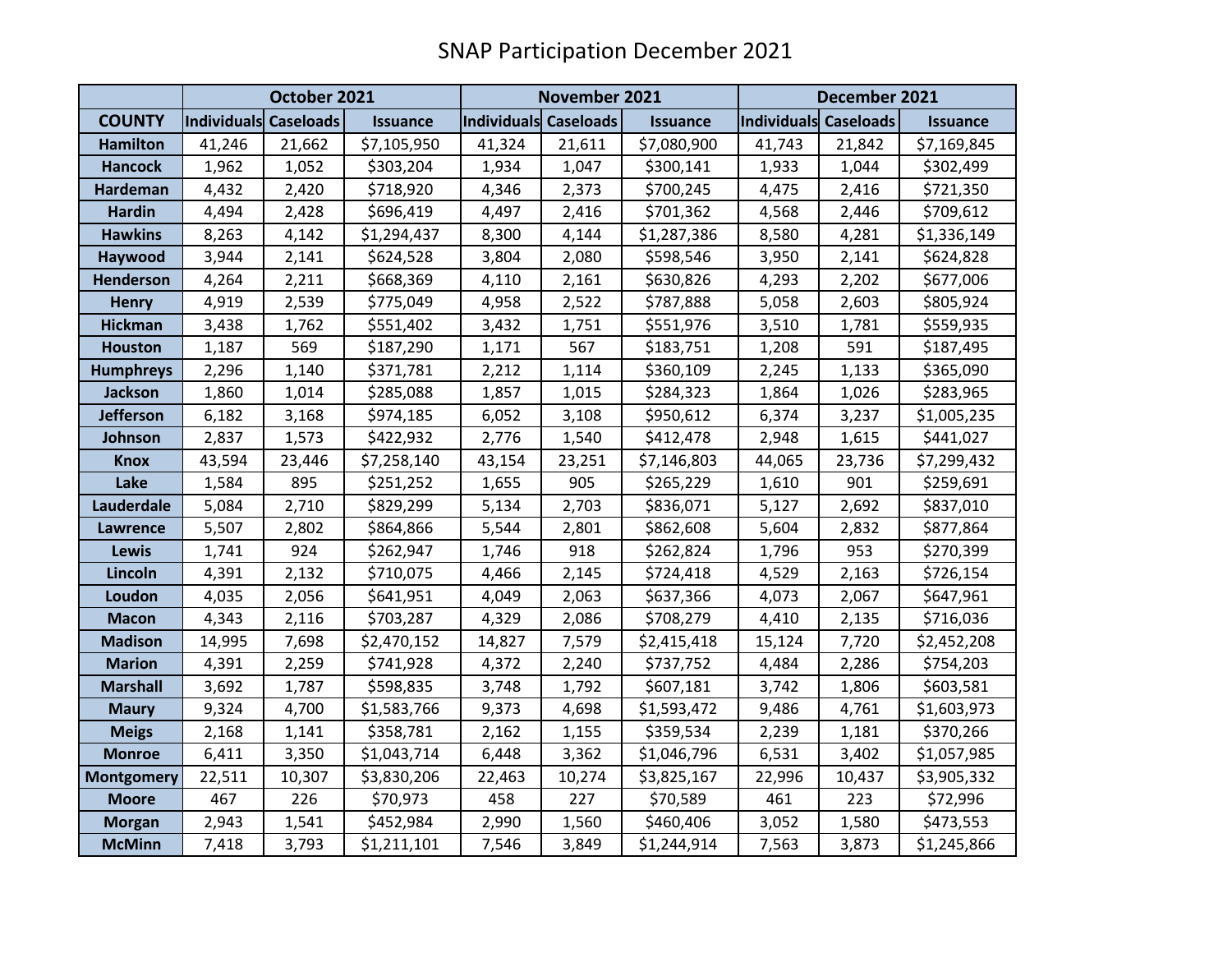# SNAP Participation December 2021

| | October 2021 | | | November 2021 | | | December 2021 | | |
|---|---|---|---|---|---|---|---|---|---|
| **COUNTY** | **Individuals** | **Caseloads** | **Issuance** | **Individuals** | **Caseloads** | **Issuance** | **Individuals** | **Caseloads** | **Issuance** |
| **Hamilton** | 41,246 | 21,662 | $7,105,950 | 41,324 | 21,611 | $7,080,900 | 41,743 | 21,842 | $7,169,845 |
| **Hancock** | 1,962 | 1,052 | $303,204 | 1,934 | 1,047 | $300,141 | 1,933 | 1,044 | $302,499 |
| **Hardeman** | 4,432 | 2,420 | $718,920 | 4,346 | 2,373 | $700,245 | 4,475 | 2,416 | $721,350 |
| **Hardin** | 4,494 | 2,428 | $696,419 | 4,497 | 2,416 | $701,362 | 4,568 | 2,446 | $709,612 |
| **Hawkins** | 8,263 | 4,142 | $1,294,437 | 8,300 | 4,144 | $1,287,386 | 8,580 | 4,281 | $1,336,149 |
| **Haywood** | 3,944 | 2,141 | $624,528 | 3,804 | 2,080 | $598,546 | 3,950 | 2,141 | $624,828 |
| **Henderson** | 4,264 | 2,211 | $668,369 | 4,110 | 2,161 | $630,826 | 4,293 | 2,202 | $677,006 |
| **Henry** | 4,919 | 2,539 | $775,049 | 4,958 | 2,522 | $787,888 | 5,058 | 2,603 | $805,924 |
| **Hickman** | 3,438 | 1,762 | $551,402 | 3,432 | 1,751 | $551,976 | 3,510 | 1,781 | $559,935 |
| **Houston** | 1,187 | 569 | $187,290 | 1,171 | 567 | $183,751 | 1,208 | 591 | $187,495 |
| **Humphreys** | 2,296 | 1,140 | $371,781 | 2,212 | 1,114 | $360,109 | 2,245 | 1,133 | $365,090 |
| **Jackson** | 1,860 | 1,014 | $285,088 | 1,857 | 1,015 | $284,323 | 1,864 | 1,026 | $283,965 |
| **Jefferson** | 6,182 | 3,168 | $974,185 | 6,052 | 3,108 | $950,612 | 6,374 | 3,237 | $1,005,235 |
| **Johnson** | 2,837 | 1,573 | $422,932 | 2,776 | 1,540 | $412,478 | 2,948 | 1,615 | $441,027 |
| **Knox** | 43,594 | 23,446 | $7,258,140 | 43,154 | 23,251 | $7,146,803 | 44,065 | 23,736 | $7,299,432 |
| **Lake** | 1,584 | 895 | $251,252 | 1,655 | 905 | $265,229 | 1,610 | 901 | $259,691 |
| **Lauderdale** | 5,084 | 2,710 | $829,299 | 5,134 | 2,703 | $836,071 | 5,127 | 2,692 | $837,010 |
| **Lawrence** | 5,507 | 2,802 | $864,866 | 5,544 | 2,801 | $862,608 | 5,604 | 2,832 | $877,864 |
| **Lewis** | 1,741 | 924 | $262,947 | 1,746 | 918 | $262,824 | 1,796 | 953 | $270,399 |
| **Lincoln** | 4,391 | 2,132 | $710,075 | 4,466 | 2,145 | $724,418 | 4,529 | 2,163 | $726,154 |
| **Loudon** | 4,035 | 2,056 | $641,951 | 4,049 | 2,063 | $637,366 | 4,073 | 2,067 | $647,961 |
| **Macon** | 4,343 | 2,116 | $703,287 | 4,329 | 2,086 | $708,279 | 4,410 | 2,135 | $716,036 |
| **Madison** | 14,995 | 7,698 | $2,470,152 | 14,827 | 7,579 | $2,415,418 | 15,124 | 7,720 | $2,452,208 |
| **Marion** | 4,391 | 2,259 | $741,928 | 4,372 | 2,240 | $737,752 | 4,484 | 2,286 | $754,203 |
| **Marshall** | 3,692 | 1,787 | $598,835 | 3,748 | 1,792 | $607,181 | 3,742 | 1,806 | $603,581 |
| **Maury** | 9,324 | 4,700 | $1,583,766 | 9,373 | 4,698 | $1,593,472 | 9,486 | 4,761 | $1,603,973 |
| **Meigs** | 2,168 | 1,141 | $358,781 | 2,162 | 1,155 | $359,534 | 2,239 | 1,181 | $370,266 |
| **Monroe** | 6,411 | 3,350 | $1,043,714 | 6,448 | 3,362 | $1,046,796 | 6,531 | 3,402 | $1,057,985 |
| **Montgomery** | 22,511 | 10,307 | $3,830,206 | 22,463 | 10,274 | $3,825,167 | 22,996 | 10,437 | $3,905,332 |
| **Moore** | 467 | 226 | $70,973 | 458 | 227 | $70,589 | 461 | 223 | $72,996 |
| **Morgan** | 2,943 | 1,541 | $452,984 | 2,990 | 1,560 | $460,406 | 3,052 | 1,580 | $473,553 |
| **McMinn** | 7,418 | 3,793 | $1,211,101 | 7,546 | 3,849 | $1,244,914 | 7,563 | 3,873 | $1,245,866 |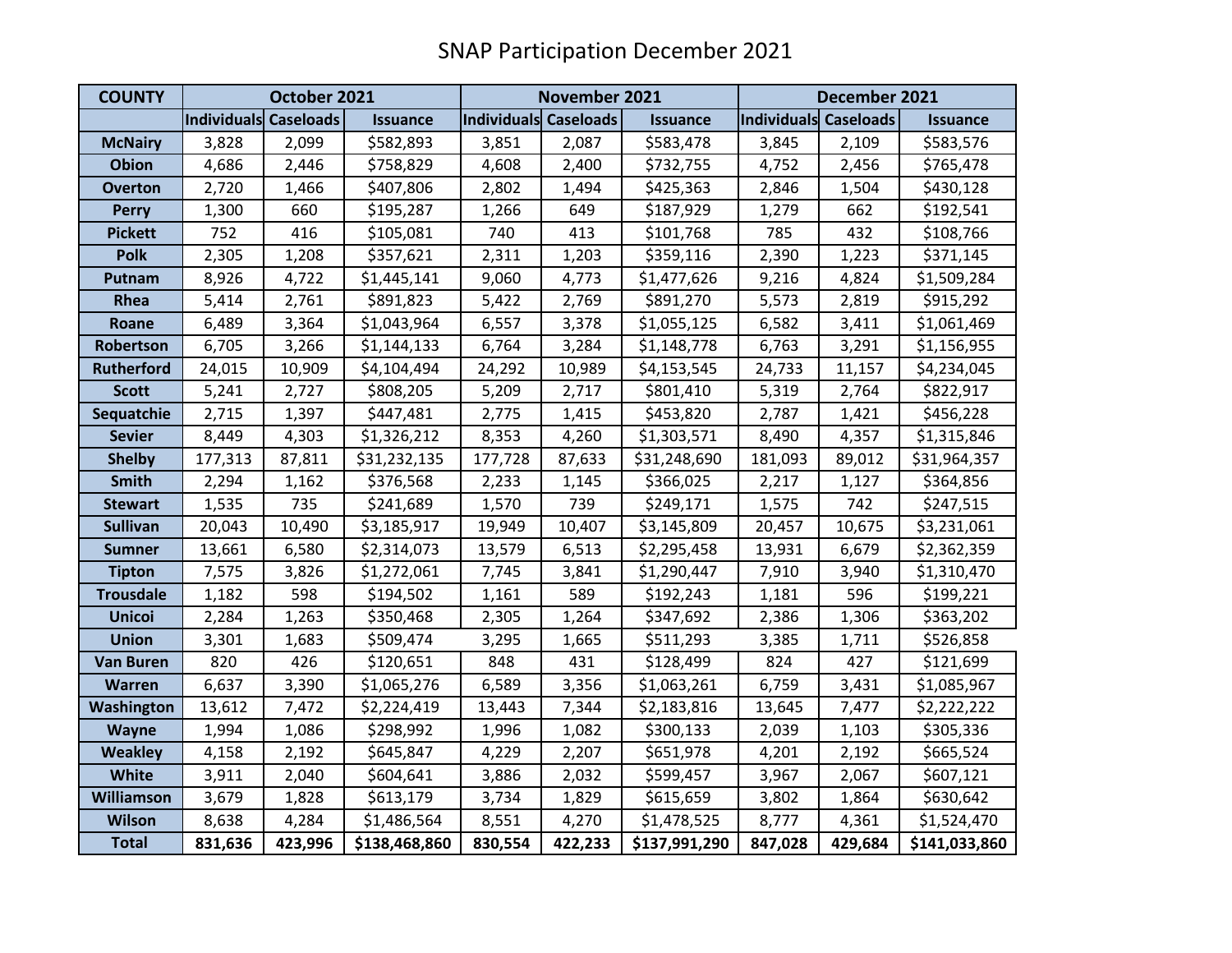# SNAP Participation December 2021

| COUNTY | October 2021 | | | November 2021 | | | December 2021 | | |
|---|---|---|---|---|---|---|---|---|---|
| | Individuals | Caseloads | Issuance | Individuals | Caseloads | Issuance | Individuals | Caseloads | Issuance |
| McNairy | 3,828 | 2,099 | $582,893 | 3,851 | 2,087 | $583,478 | 3,845 | 2,109 | $583,576 |
| Obion | 4,686 | 2,446 | $758,829 | 4,608 | 2,400 | $732,755 | 4,752 | 2,456 | $765,478 |
| Overton | 2,720 | 1,466 | $407,806 | 2,802 | 1,494 | $425,363 | 2,846 | 1,504 | $430,128 |
| Perry | 1,300 | 660 | $195,287 | 1,266 | 649 | $187,929 | 1,279 | 662 | $192,541 |
| Pickett | 752 | 416 | $105,081 | 740 | 413 | $101,768 | 785 | 432 | $108,766 |
| Polk | 2,305 | 1,208 | $357,621 | 2,311 | 1,203 | $359,116 | 2,390 | 1,223 | $371,145 |
| Putnam | 8,926 | 4,722 | $1,445,141 | 9,060 | 4,773 | $1,477,626 | 9,216 | 4,824 | $1,509,284 |
| Rhea | 5,414 | 2,761 | $891,823 | 5,422 | 2,769 | $891,270 | 5,573 | 2,819 | $915,292 |
| Roane | 6,489 | 3,364 | $1,043,964 | 6,557 | 3,378 | $1,055,125 | 6,582 | 3,411 | $1,061,469 |
| Robertson | 6,705 | 3,266 | $1,144,133 | 6,764 | 3,284 | $1,148,778 | 6,763 | 3,291 | $1,156,955 |
| Rutherford | 24,015 | 10,909 | $4,104,494 | 24,292 | 10,989 | $4,153,545 | 24,733 | 11,157 | $4,234,045 |
| Scott | 5,241 | 2,727 | $808,205 | 5,209 | 2,717 | $801,410 | 5,319 | 2,764 | $822,917 |
| Sequatchie | 2,715 | 1,397 | $447,481 | 2,775 | 1,415 | $453,820 | 2,787 | 1,421 | $456,228 |
| Sevier | 8,449 | 4,303 | $1,326,212 | 8,353 | 4,260 | $1,303,571 | 8,490 | 4,357 | $1,315,846 |
| Shelby | 177,313 | 87,811 | $31,232,135 | 177,728 | 87,633 | $31,248,690 | 181,093 | 89,012 | $31,964,357 |
| Smith | 2,294 | 1,162 | $376,568 | 2,233 | 1,145 | $366,025 | 2,217 | 1,127 | $364,856 |
| Stewart | 1,535 | 735 | $241,689 | 1,570 | 739 | $249,171 | 1,575 | 742 | $247,515 |
| Sullivan | 20,043 | 10,490 | $3,185,917 | 19,949 | 10,407 | $3,145,809 | 20,457 | 10,675 | $3,231,061 |
| Sumner | 13,661 | 6,580 | $2,314,073 | 13,579 | 6,513 | $2,295,458 | 13,931 | 6,679 | $2,362,359 |
| Tipton | 7,575 | 3,826 | $1,272,061 | 7,745 | 3,841 | $1,290,447 | 7,910 | 3,940 | $1,310,470 |
| Trousdale | 1,182 | 598 | $194,502 | 1,161 | 589 | $192,243 | 1,181 | 596 | $199,221 |
| Unicoi | 2,284 | 1,263 | $350,468 | 2,305 | 1,264 | $347,692 | 2,386 | 1,306 | $363,202 |
| Union | 3,301 | 1,683 | $509,474 | 3,295 | 1,665 | $511,293 | 3,385 | 1,711 | $526,858 |
| Van Buren | 820 | 426 | $120,651 | 848 | 431 | $128,499 | 824 | 427 | $121,699 |
| Warren | 6,637 | 3,390 | $1,065,276 | 6,589 | 3,356 | $1,063,261 | 6,759 | 3,431 | $1,085,967 |
| Washington | 13,612 | 7,472 | $2,224,419 | 13,443 | 7,344 | $2,183,816 | 13,645 | 7,477 | $2,222,222 |
| Wayne | 1,994 | 1,086 | $298,992 | 1,996 | 1,082 | $300,133 | 2,039 | 1,103 | $305,336 |
| Weakley | 4,158 | 2,192 | $645,847 | 4,229 | 2,207 | $651,978 | 4,201 | 2,192 | $665,524 |
| White | 3,911 | 2,040 | $604,641 | 3,886 | 2,032 | $599,457 | 3,967 | 2,067 | $607,121 |
| Williamson | 3,679 | 1,828 | $613,179 | 3,734 | 1,829 | $615,659 | 3,802 | 1,864 | $630,642 |
| Wilson | 8,638 | 4,284 | $1,486,564 | 8,551 | 4,270 | $1,478,525 | 8,777 | 4,361 | $1,524,470 |
| **Total** | **831,636** | **423,996** | **$138,468,860** | **830,554** | **422,233** | **$137,991,290** | **847,028** | **429,684** | **$141,033,860** |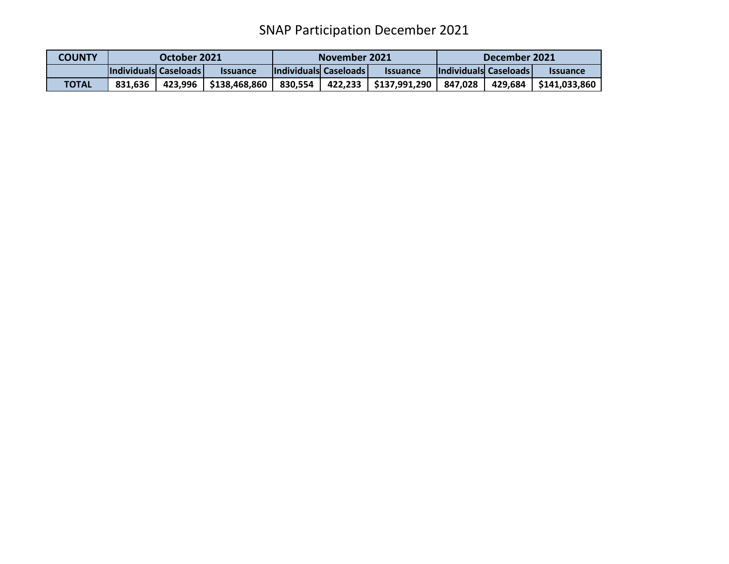# SNAP Participation December 2021

| COUNTY | October 2021 | | | November 2021 | | | December 2021 | | |
|---|---|---|---|---|---|---|---|---|---|
| | Individuals | Caseloads | Issuance | Individuals | Caseloads | Issuance | Individuals | Caseloads | Issuance |
| TOTAL | 831,636 | 423,996 | $138,468,860 | 830,554 | 422,233 | $137,991,290 | 847,028 | 429,684 | $141,033,860 |